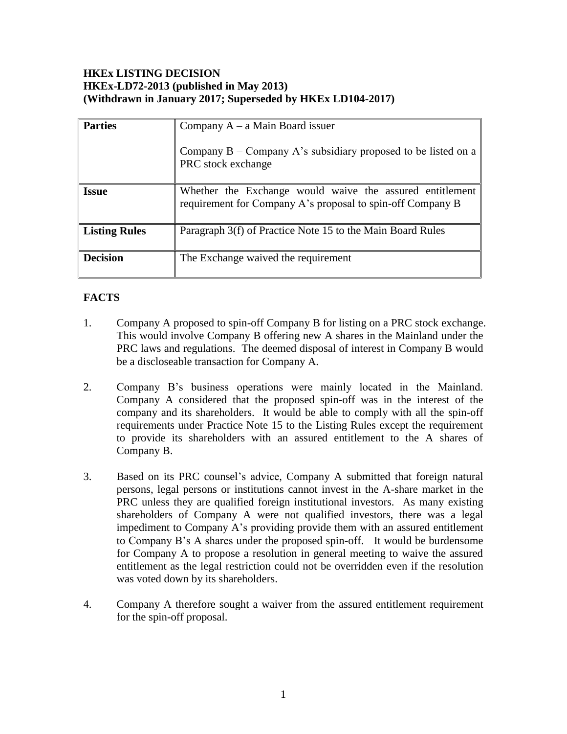**HKEx LISTING DECISION**
**HKEx-LD72-2013 (published in May 2013)**
**(Withdrawn in January 2017; Superseded by HKEx LD104-2017)**

| **Parties** | Company A – a Main Board issuer<br><br>Company B – Company A's subsidiary proposed to be listed on a PRC stock exchange |
|---|---|
| **Issue** | Whether the Exchange would waive the assured entitlement requirement for Company A's proposal to spin-off Company B |
| **Listing Rules** | Paragraph 3(f) of Practice Note 15 to the Main Board Rules |
| **Decision** | The Exchange waived the requirement |

## FACTS

1. Company A proposed to spin-off Company B for listing on a PRC stock exchange. This would involve Company B offering new A shares in the Mainland under the PRC laws and regulations. The deemed disposal of interest in Company B would be a discloseable transaction for Company A.

2. Company B's business operations were mainly located in the Mainland. Company A considered that the proposed spin-off was in the interest of the company and its shareholders. It would be able to comply with all the spin-off requirements under Practice Note 15 to the Listing Rules except the requirement to provide its shareholders with an assured entitlement to the A shares of Company B.

3. Based on its PRC counsel's advice, Company A submitted that foreign natural persons, legal persons or institutions cannot invest in the A-share market in the PRC unless they are qualified foreign institutional investors. As many existing shareholders of Company A were not qualified investors, there was a legal impediment to Company A's providing provide them with an assured entitlement to Company B's A shares under the proposed spin-off. It would be burdensome for Company A to propose a resolution in general meeting to waive the assured entitlement as the legal restriction could not be overridden even if the resolution was voted down by its shareholders.

4. Company A therefore sought a waiver from the assured entitlement requirement for the spin-off proposal.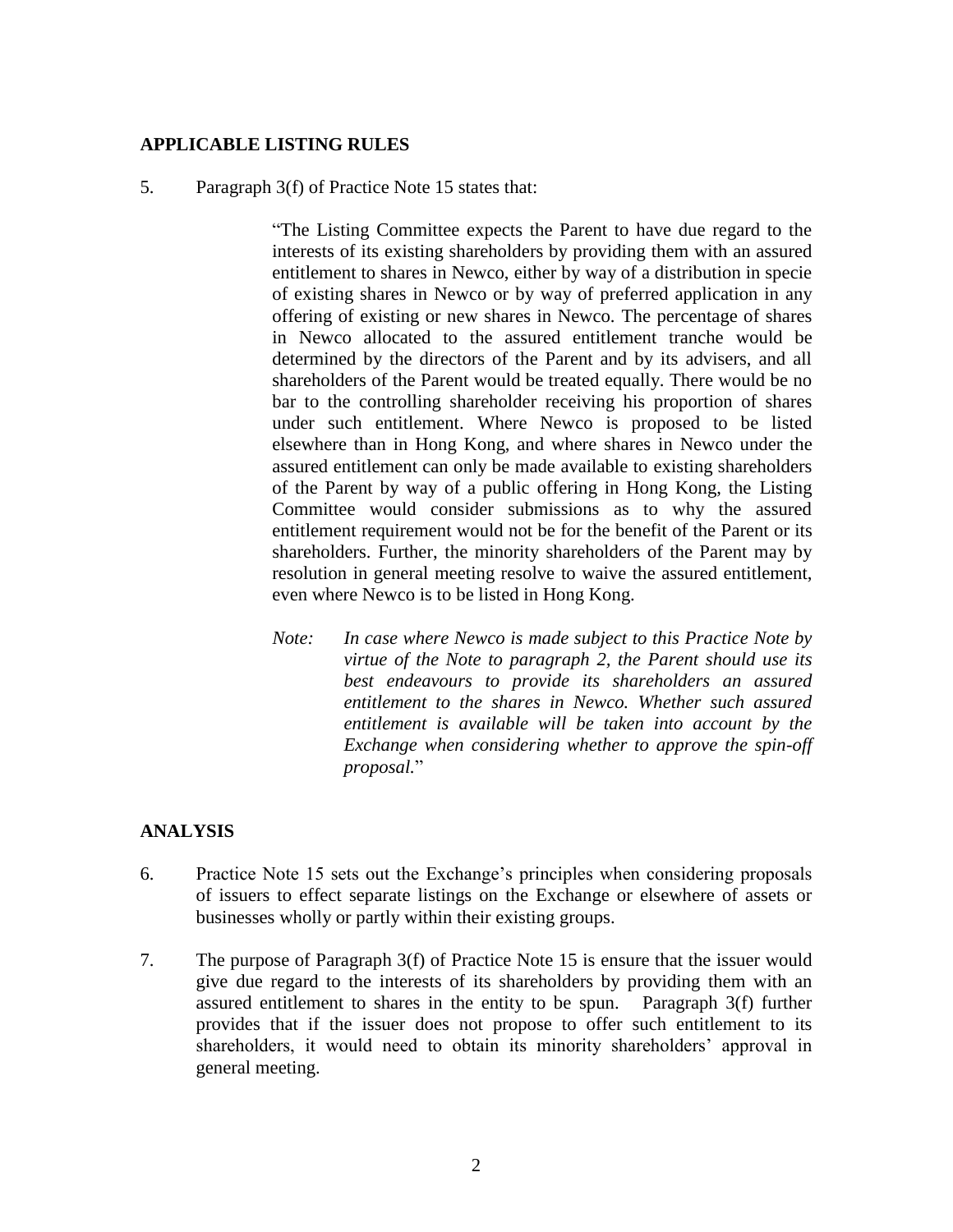## APPLICABLE LISTING RULES

5. Paragraph 3(f) of Practice Note 15 states that:

> "The Listing Committee expects the Parent to have due regard to the interests of its existing shareholders by providing them with an assured entitlement to shares in Newco, either by way of a distribution in specie of existing shares in Newco or by way of preferred application in any offering of existing or new shares in Newco. The percentage of shares in Newco allocated to the assured entitlement tranche would be determined by the directors of the Parent and by its advisers, and all shareholders of the Parent would be treated equally. There would be no bar to the controlling shareholder receiving his proportion of shares under such entitlement. Where Newco is proposed to be listed elsewhere than in Hong Kong, and where shares in Newco under the assured entitlement can only be made available to existing shareholders of the Parent by way of a public offering in Hong Kong, the Listing Committee would consider submissions as to why the assured entitlement requirement would not be for the benefit of the Parent or its shareholders. Further, the minority shareholders of the Parent may by resolution in general meeting resolve to waive the assured entitlement, even where Newco is to be listed in Hong Kong.
>
> *Note: In case where Newco is made subject to this Practice Note by virtue of the Note to paragraph 2, the Parent should use its best endeavours to provide its shareholders an assured entitlement to the shares in Newco. Whether such assured entitlement is available will be taken into account by the Exchange when considering whether to approve the spin-off proposal.*"

## ANALYSIS

6. Practice Note 15 sets out the Exchange's principles when considering proposals of issuers to effect separate listings on the Exchange or elsewhere of assets or businesses wholly or partly within their existing groups.

7. The purpose of Paragraph 3(f) of Practice Note 15 is ensure that the issuer would give due regard to the interests of its shareholders by providing them with an assured entitlement to shares in the entity to be spun. Paragraph 3(f) further provides that if the issuer does not propose to offer such entitlement to its shareholders, it would need to obtain its minority shareholders' approval in general meeting.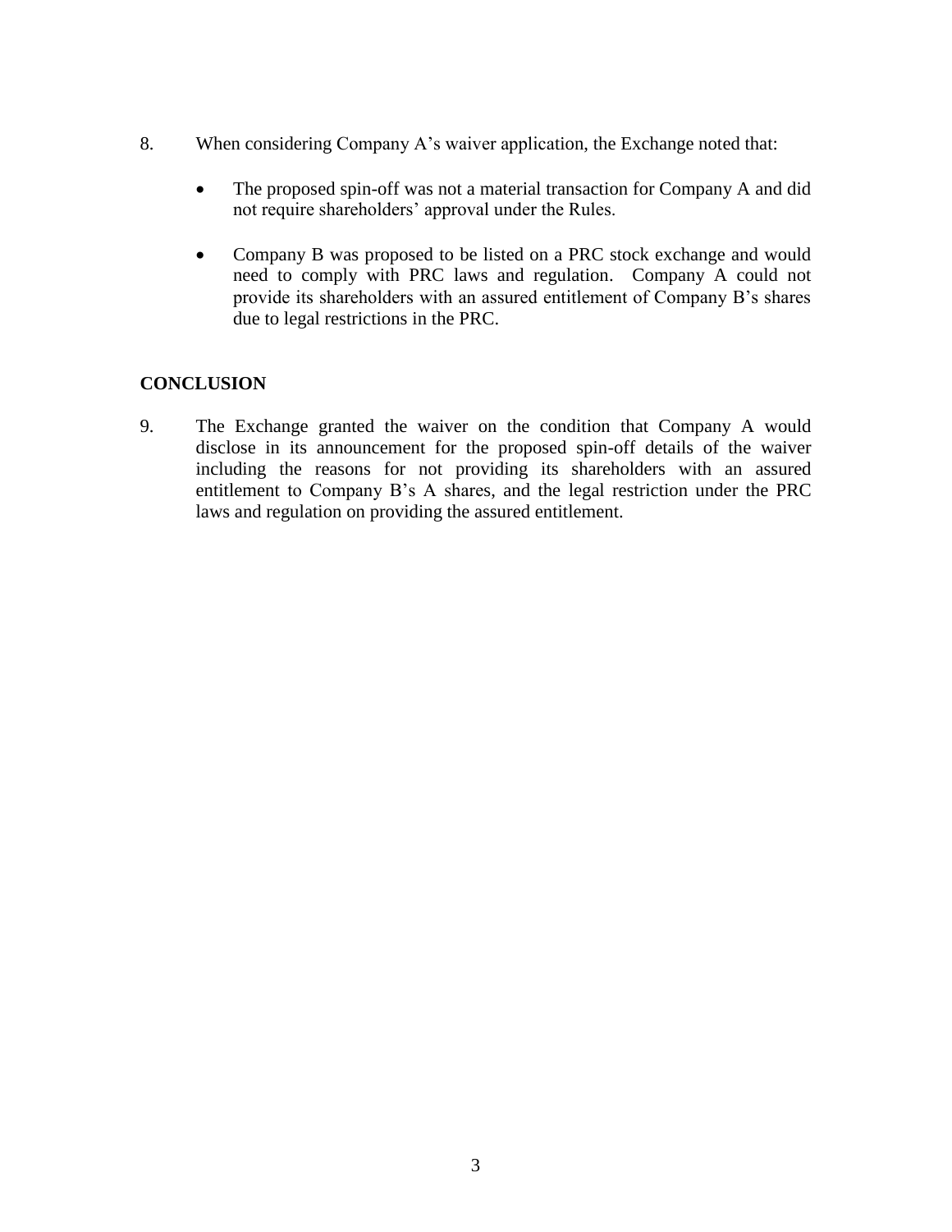8. When considering Company A's waiver application, the Exchange noted that:

   - The proposed spin-off was not a material transaction for Company A and did not require shareholders' approval under the Rules.

   - Company B was proposed to be listed on a PRC stock exchange and would need to comply with PRC laws and regulation. Company A could not provide its shareholders with an assured entitlement of Company B's shares due to legal restrictions in the PRC.

## CONCLUSION

9. The Exchange granted the waiver on the condition that Company A would disclose in its announcement for the proposed spin-off details of the waiver including the reasons for not providing its shareholders with an assured entitlement to Company B's A shares, and the legal restriction under the PRC laws and regulation on providing the assured entitlement.